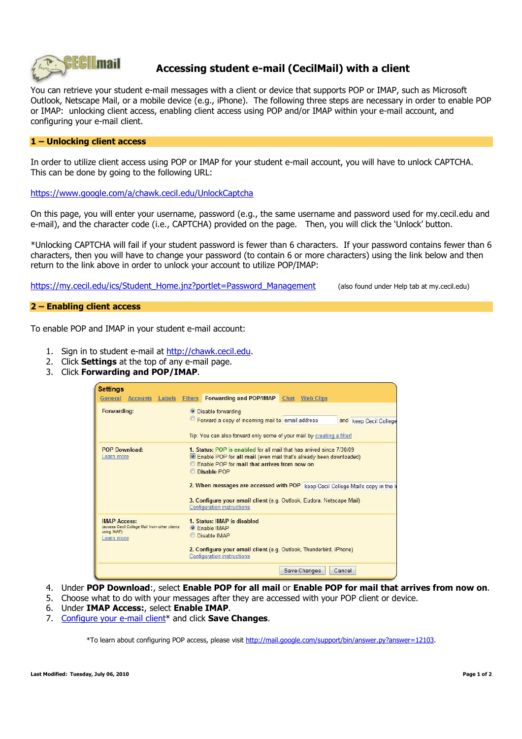# Accessing student e-mail (CecilMail) with a client

You can retrieve your student e-mail messages with a client or device that supports POP or IMAP, such as Microsoft Outlook, Netscape Mail, or a mobile device (e.g., iPhone). The following three steps are necessary in order to enable POP or IMAP: unlocking client access, enabling client access using POP and/or IMAP within your e-mail account, and configuring your e-mail client.

## 1 – Unlocking client access

In order to utilize client access using POP or IMAP for your student e-mail account, you will have to unlock CAPTCHA. This can be done by going to the following URL:

https://www.google.com/a/chawk.cecil.edu/UnlockCaptcha

On this page, you will enter your username, password (e.g., the same username and password used for my.cecil.edu and e-mail), and the character code (i.e., CAPTCHA) provided on the page. Then, you will click the 'Unlock' button.

*Unlocking CAPTCHA will fail if your student password is fewer than 6 characters. If your password contains fewer than 6 characters, then you will have to change your password (to contain 6 or more characters) using the link below and then return to the link above in order to unlock your account to utilize POP/IMAP:

https://my.cecil.edu/ics/Student_Home.jnz?portlet=Password_Management (also found under Help tab at my.cecil.edu)

## 2 – Enabling client access

To enable POP and IMAP in your student e-mail account:

1. Sign in to student e-mail at http://chawk.cecil.edu.
2. Click **Settings** at the top of any e-mail page.
3. Click **Forwarding and POP/IMAP**.

4. Under **POP Download**:, select **Enable POP for all mail** or **Enable POP for mail that arrives from now on**.
5. Choose what to do with your messages after they are accessed with your POP client or device.
6. Under **IMAP Access:**, select **Enable IMAP**.
7. Configure your e-mail client* and click **Save Changes**.

*To learn about configuring POP access, please visit http://mail.google.com/support/bin/answer.py?answer=12103.

Last Modified: Tuesday, July 06, 2010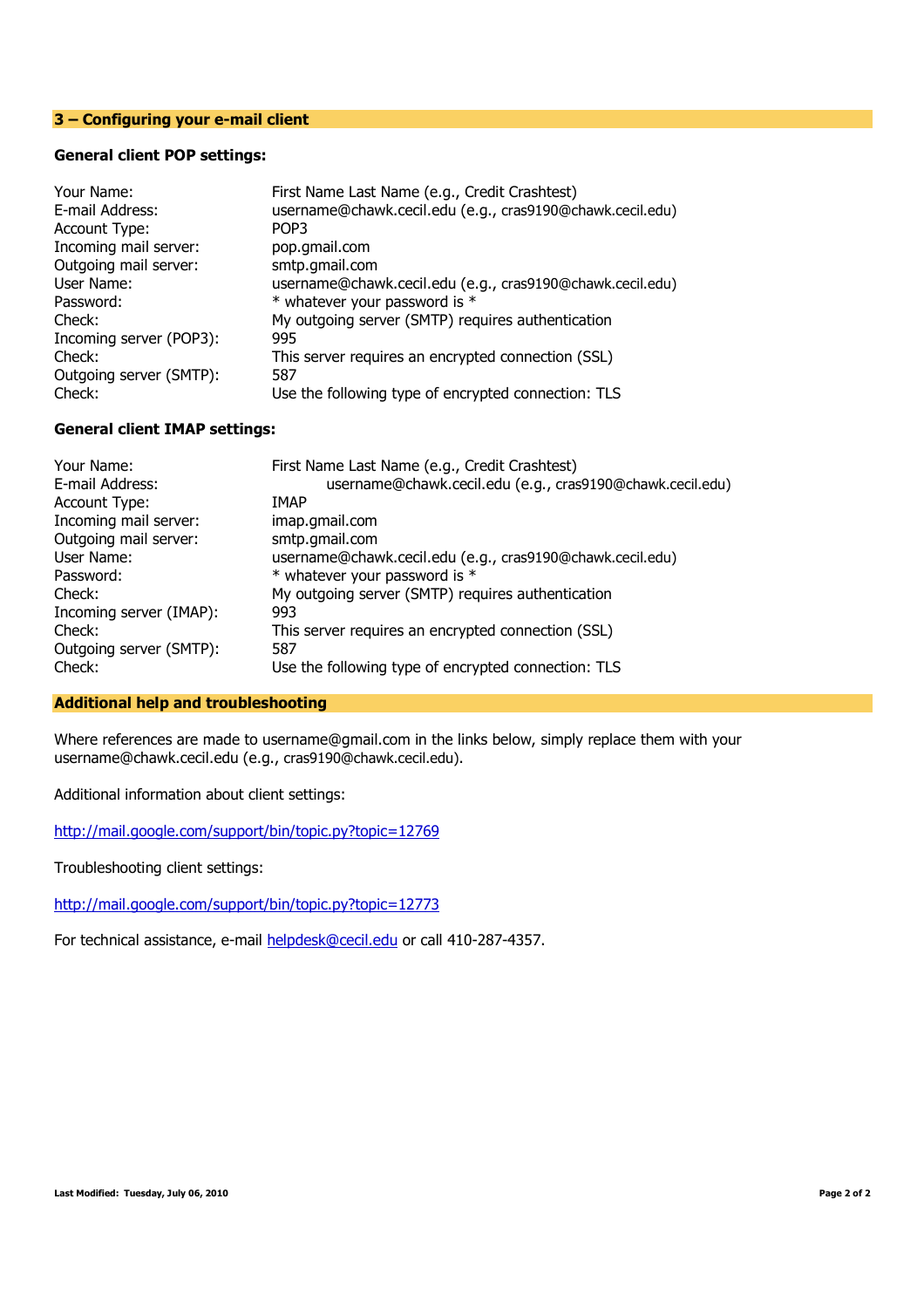## 3 – Configuring your e-mail client

### General client POP settings:

| | |
|---|---|
| Your Name: | First Name Last Name (e.g., Credit Crashtest) |
| E-mail Address: | username@chawk.cecil.edu (e.g., cras9190@chawk.cecil.edu) |
| Account Type: | POP3 |
| Incoming mail server: | pop.gmail.com |
| Outgoing mail server: | smtp.gmail.com |
| User Name: | username@chawk.cecil.edu (e.g., cras9190@chawk.cecil.edu) |
| Password: | * whatever your password is * |
| Check: | My outgoing server (SMTP) requires authentication |
| Incoming server (POP3): | 995 |
| Check: | This server requires an encrypted connection (SSL) |
| Outgoing server (SMTP): | 587 |
| Check: | Use the following type of encrypted connection: TLS |

### General client IMAP settings:

| | |
|---|---|
| Your Name: | First Name Last Name (e.g., Credit Crashtest) |
| E-mail Address: | username@chawk.cecil.edu (e.g., cras9190@chawk.cecil.edu) |
| Account Type: | IMAP |
| Incoming mail server: | imap.gmail.com |
| Outgoing mail server: | smtp.gmail.com |
| User Name: | username@chawk.cecil.edu (e.g., cras9190@chawk.cecil.edu) |
| Password: | * whatever your password is * |
| Check: | My outgoing server (SMTP) requires authentication |
| Incoming server (IMAP): | 993 |
| Check: | This server requires an encrypted connection (SSL) |
| Outgoing server (SMTP): | 587 |
| Check: | Use the following type of encrypted connection: TLS |

## Additional help and troubleshooting

Where references are made to username@gmail.com in the links below, simply replace them with your username@chawk.cecil.edu (e.g., cras9190@chawk.cecil.edu).

Additional information about client settings:

http://mail.google.com/support/bin/topic.py?topic=12769

Troubleshooting client settings:

http://mail.google.com/support/bin/topic.py?topic=12773

For technical assistance, e-mail helpdesk@cecil.edu or call 410-287-4357.

**Last Modified: Tuesday, July 06, 2010**